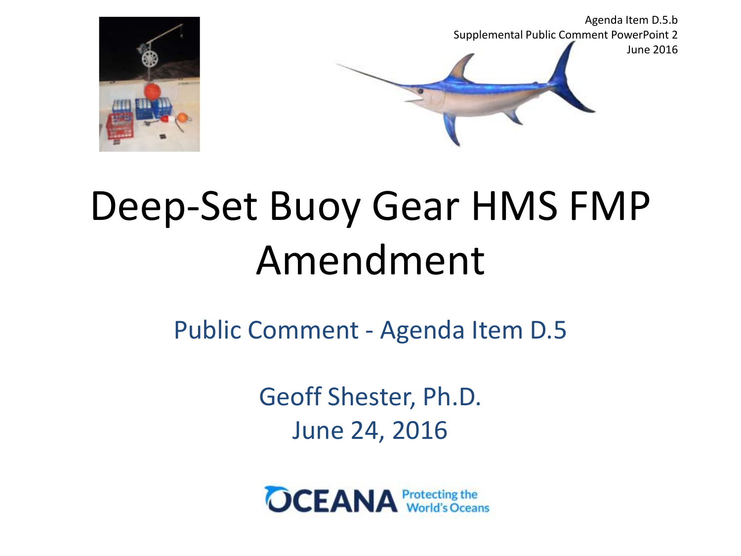Agenda Item D.5.b
Supplemental Public Comment PowerPoint 2
June 2016

# Deep-Set Buoy Gear HMS FMP Amendment

## Public Comment - Agenda Item D.5

Geoff Shester, Ph.D.
June 24, 2016

OCEANA Protecting the World's Oceans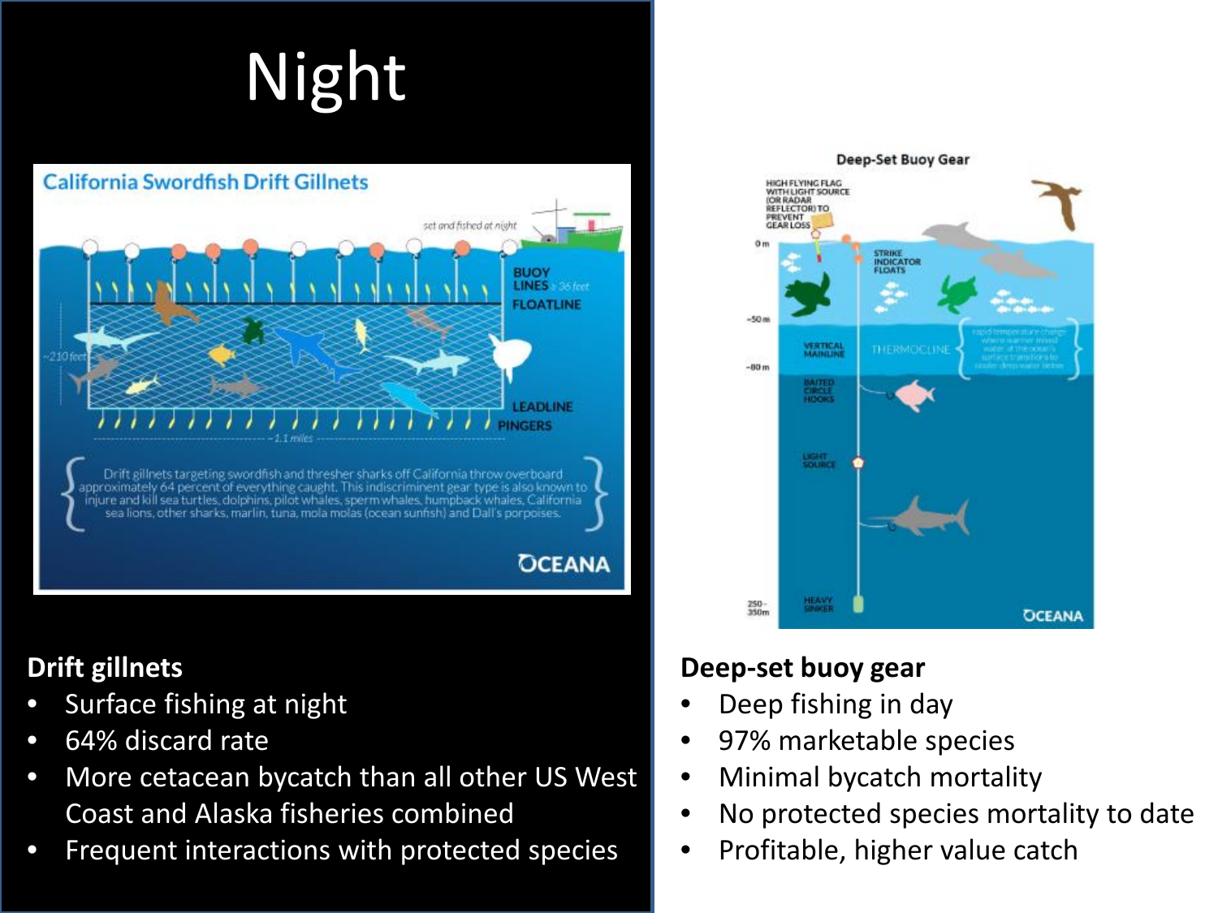# Night

**Drift gillnets**

- Surface fishing at night
- 64% discard rate
- More cetacean bycatch than all other US West Coast and Alaska fisheries combined
- Frequent interactions with protected species

**Deep-set buoy gear**

- Deep fishing in day
- 97% marketable species
- Minimal bycatch mortality
- No protected species mortality to date
- Profitable, higher value catch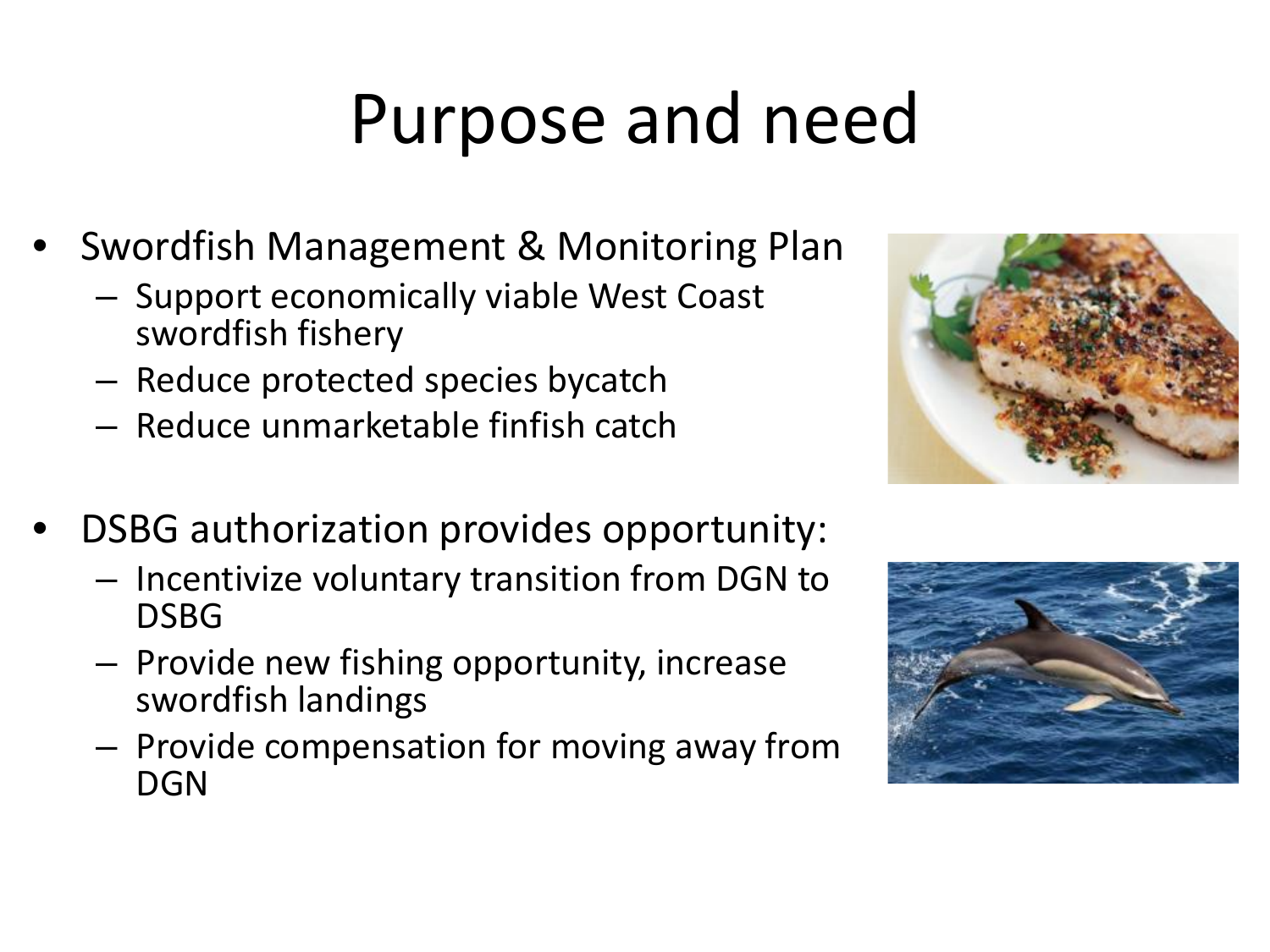# Purpose and need

- Swordfish Management & Monitoring Plan
  - Support economically viable West Coast swordfish fishery
  - Reduce protected species bycatch
  - Reduce unmarketable finfish catch
- DSBG authorization provides opportunity:
  - Incentivize voluntary transition from DGN to DSBG
  - Provide new fishing opportunity, increase swordfish landings
  - Provide compensation for moving away from DGN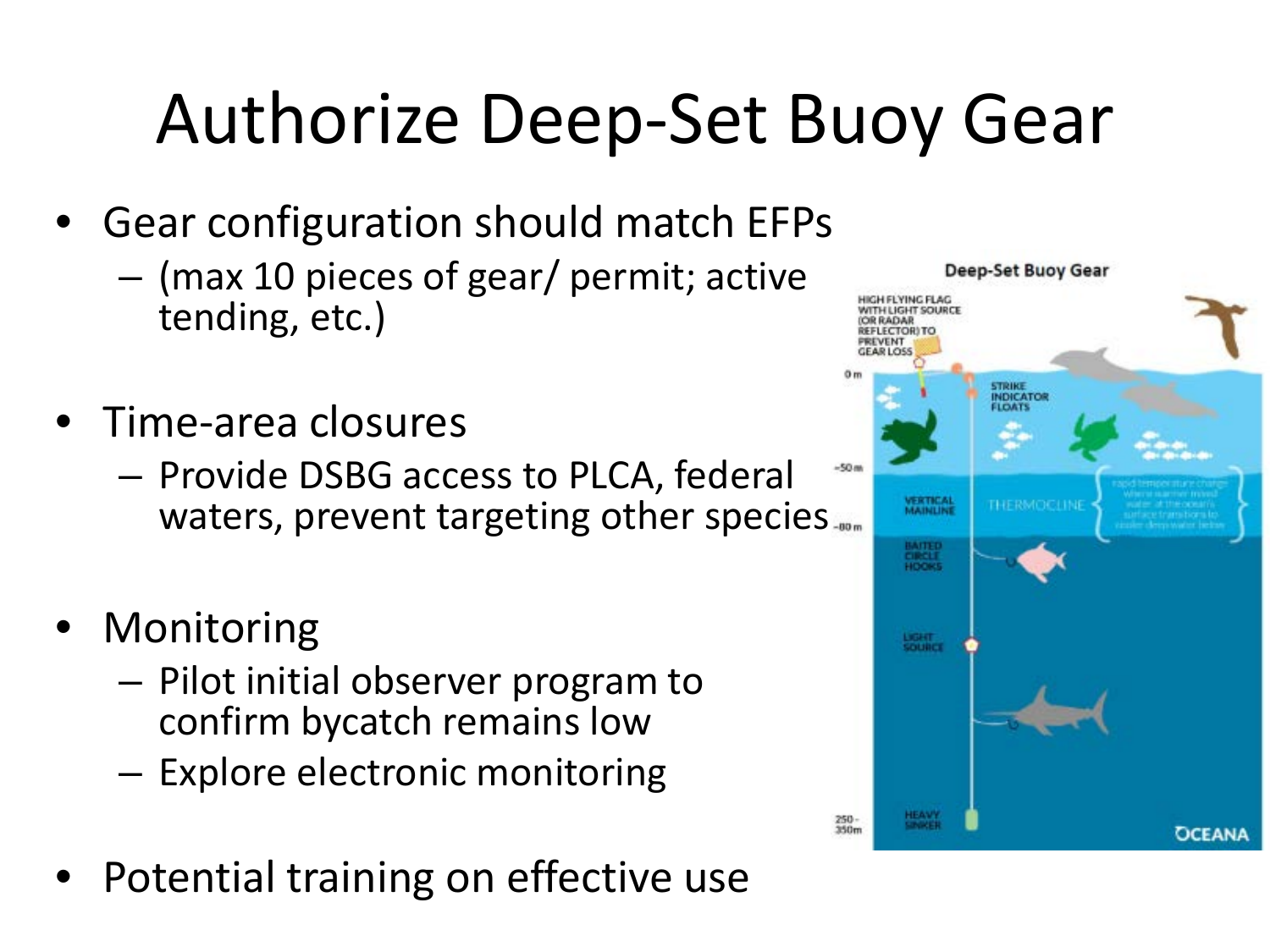# Authorize Deep-Set Buoy Gear

- Gear configuration should match EFPs
  - (max 10 pieces of gear/ permit; active tending, etc.)
- Time-area closures
  - Provide DSBG access to PLCA, federal waters, prevent targeting other species
- Monitoring
  - Pilot initial observer program to confirm bycatch remains low
  - Explore electronic monitoring
- Potential training on effective use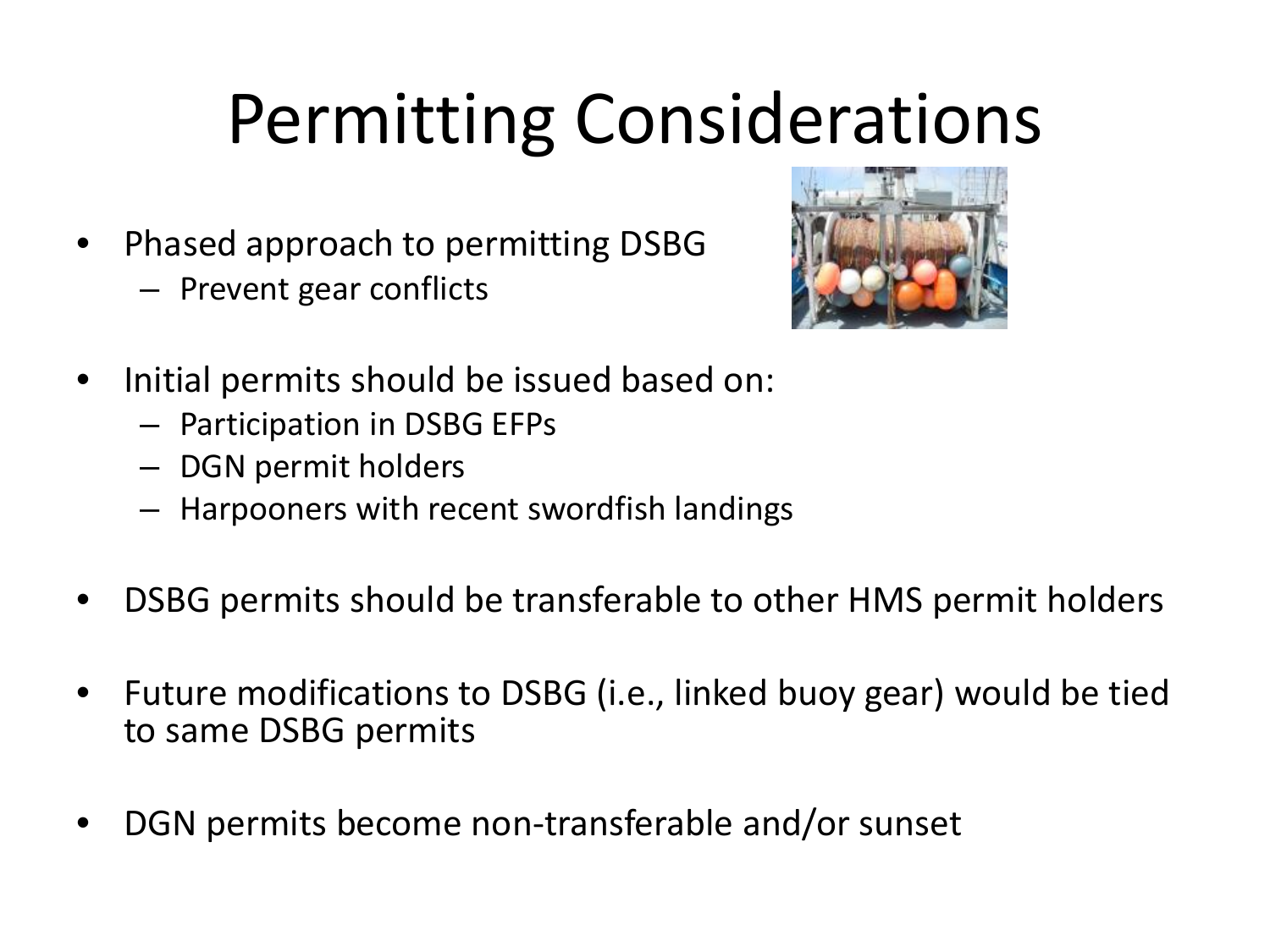# Permitting Considerations

- Phased approach to permitting DSBG
  - Prevent gear conflicts
- Initial permits should be issued based on:
  - Participation in DSBG EFPs
  - DGN permit holders
  - Harpooners with recent swordfish landings
- DSBG permits should be transferable to other HMS permit holders
- Future modifications to DSBG (i.e., linked buoy gear) would be tied to same DSBG permits
- DGN permits become non-transferable and/or sunset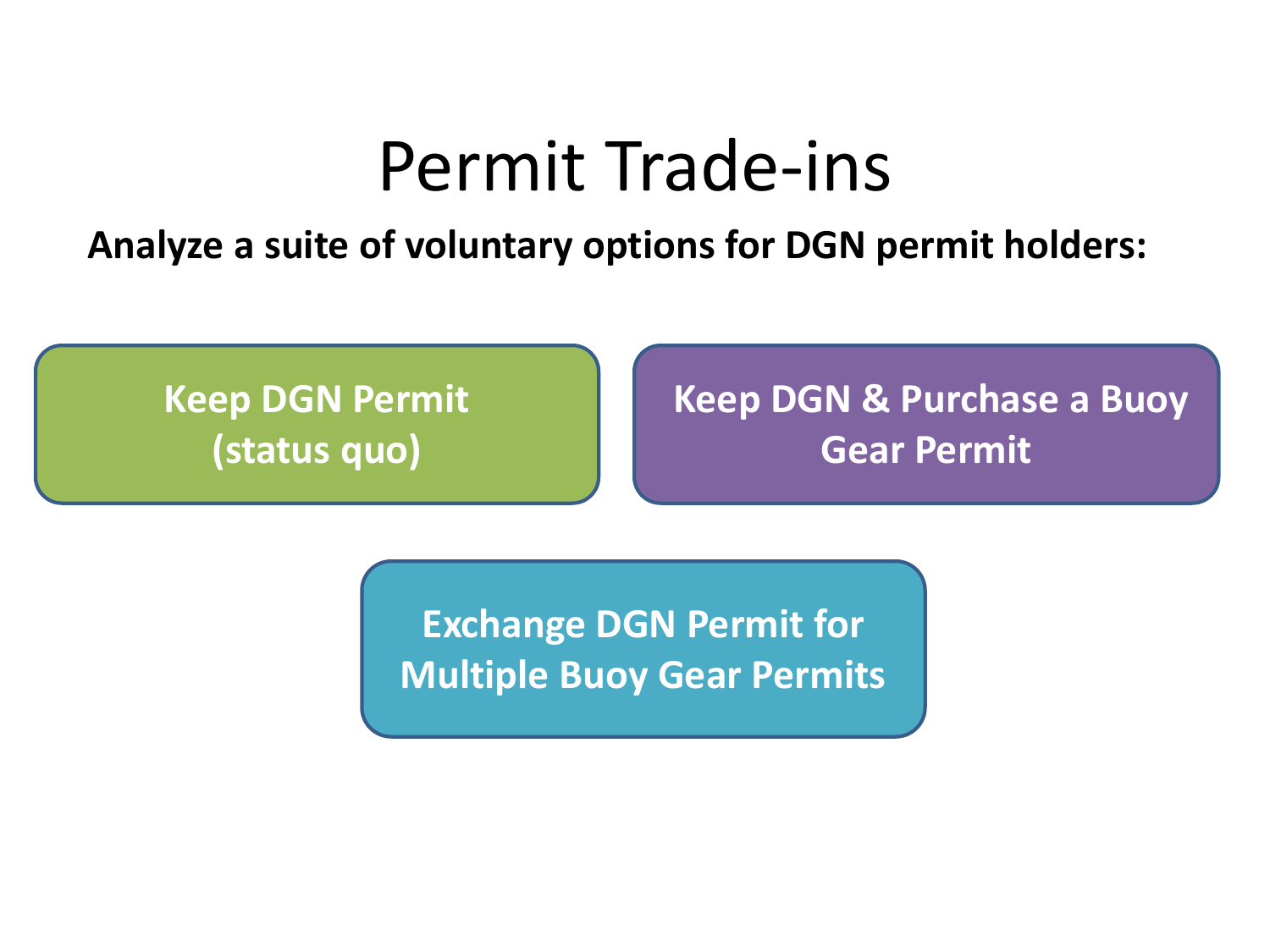# Permit Trade-ins

**Analyze a suite of voluntary options for DGN permit holders:**

- **Keep DGN Permit (status quo)**
- **Keep DGN & Purchase a Buoy Gear Permit**
- **Exchange DGN Permit for Multiple Buoy Gear Permits**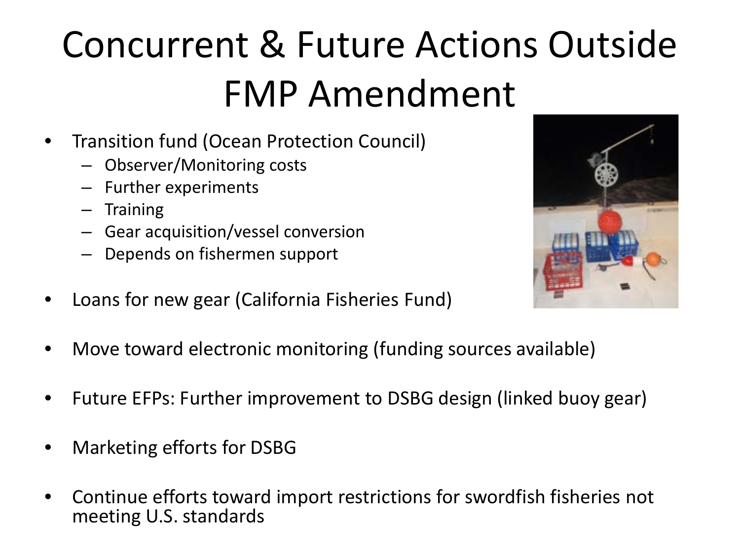# Concurrent & Future Actions Outside FMP Amendment

- Transition fund (Ocean Protection Council)
  - Observer/Monitoring costs
  - Further experiments
  - Training
  - Gear acquisition/vessel conversion
  - Depends on fishermen support
- Loans for new gear (California Fisheries Fund)
- Move toward electronic monitoring (funding sources available)
- Future EFPs: Further improvement to DSBG design (linked buoy gear)
- Marketing efforts for DSBG
- Continue efforts toward import restrictions for swordfish fisheries not meeting U.S. standards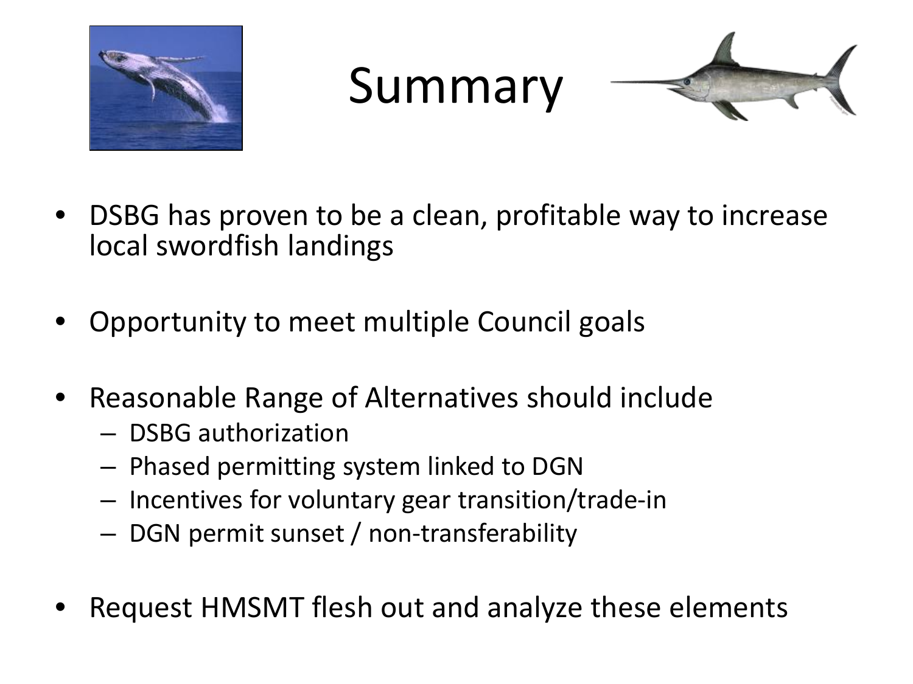# Summary

- DSBG has proven to be a clean, profitable way to increase local swordfish landings
- Opportunity to meet multiple Council goals
- Reasonable Range of Alternatives should include
  - DSBG authorization
  - Phased permitting system linked to DGN
  - Incentives for voluntary gear transition/trade-in
  - DGN permit sunset / non-transferability
- Request HMSMT flesh out and analyze these elements